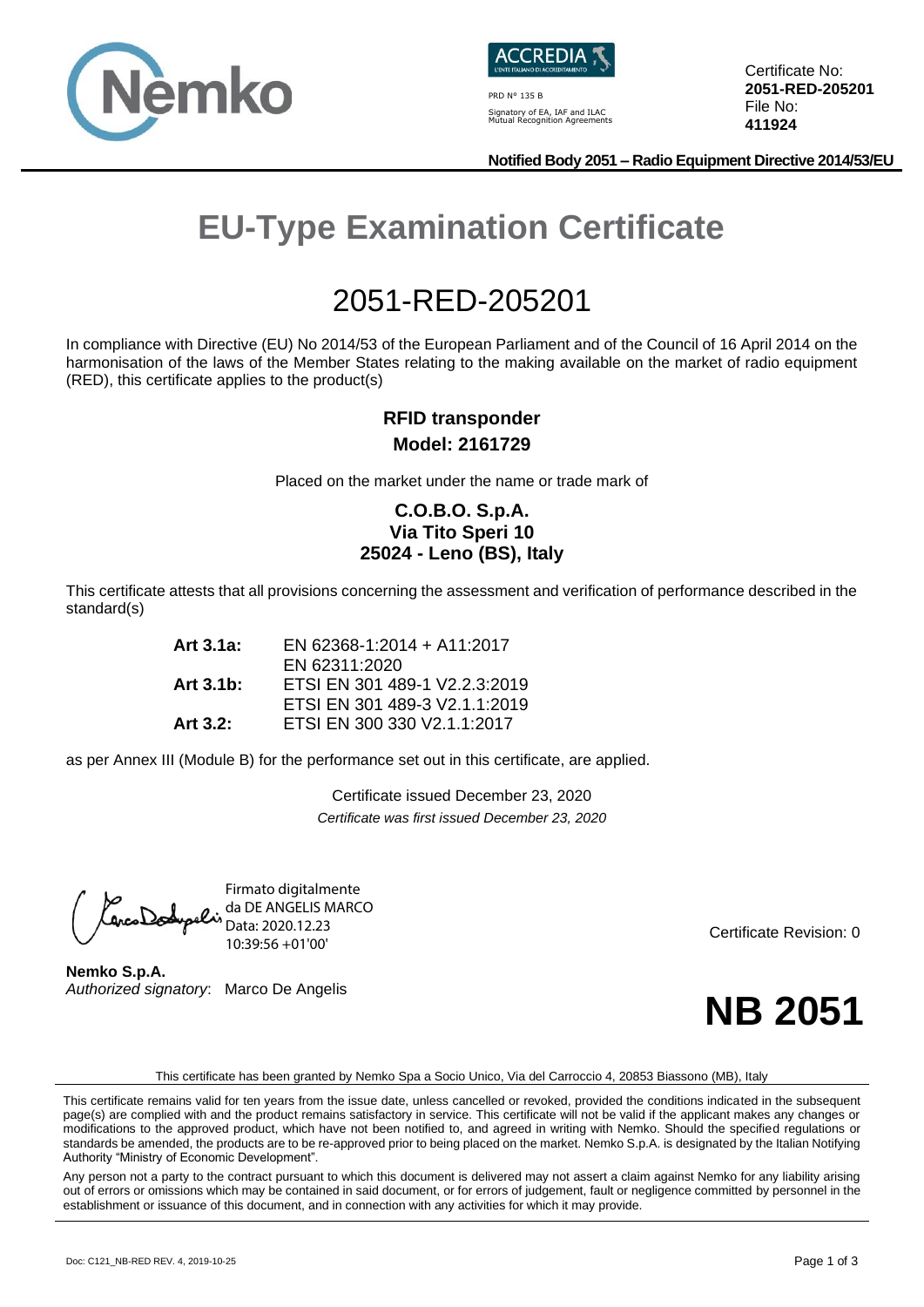PRD N° 135 B
Signatory of EA, IAF and ILAC Mutual Recognition Agreements

Certificate No: **2051-RED-205201**
File No: **411924**

**Notified Body 2051 – Radio Equipment Directive 2014/53/EU**

# EU-Type Examination Certificate

## 2051-RED-205201

In compliance with Directive (EU) No 2014/53 of the European Parliament and of the Council of 16 April 2014 on the harmonisation of the laws of the Member States relating to the making available on the market of radio equipment (RED), this certificate applies to the product(s)

**RFID transponder**
**Model: 2161729**

Placed on the market under the name or trade mark of

**C.O.B.O. S.p.A.**
**Via Tito Speri 10**
**25024 - Leno (BS), Italy**

This certificate attests that all provisions concerning the assessment and verification of performance described in the standard(s)

| | |
|---|---|
| **Art 3.1a:** | EN 62368-1:2014 + A11:2017 |
| | EN 62311:2020 |
| **Art 3.1b:** | ETSI EN 301 489-1 V2.2.3:2019 |
| | ETSI EN 301 489-3 V2.1.1:2019 |
| **Art 3.2:** | ETSI EN 300 330 V2.1.1:2017 |

as per Annex III (Module B) for the performance set out in this certificate, are applied.

Certificate issued December 23, 2020
*Certificate was first issued December 23, 2020*

Firmato digitalmente da DE ANGELIS MARCO
Data: 2020.12.23 10:39:56 +01'00'

Certificate Revision: 0

**Nemko S.p.A.**
*Authorized signatory*: Marco De Angelis

**NB 2051**

This certificate has been granted by Nemko Spa a Socio Unico, Via del Carroccio 4, 20853 Biassono (MB), Italy

This certificate remains valid for ten years from the issue date, unless cancelled or revoked, provided the conditions indicated in the subsequent page(s) are complied with and the product remains satisfactory in service. This certificate will not be valid if the applicant makes any changes or modifications to the approved product, which have not been notified to, and agreed in writing with Nemko. Should the specified regulations or standards be amended, the products are to be re-approved prior to being placed on the market. Nemko S.p.A. is designated by the Italian Notifying Authority "Ministry of Economic Development".

Any person not a party to the contract pursuant to which this document is delivered may not assert a claim against Nemko for any liability arising out of errors or omissions which may be contained in said document, or for errors of judgement, fault or negligence committed by personnel in the establishment or issuance of this document, and in connection with any activities for which it may provide.

Doc: C121_NB-RED REV. 4, 2019-10-25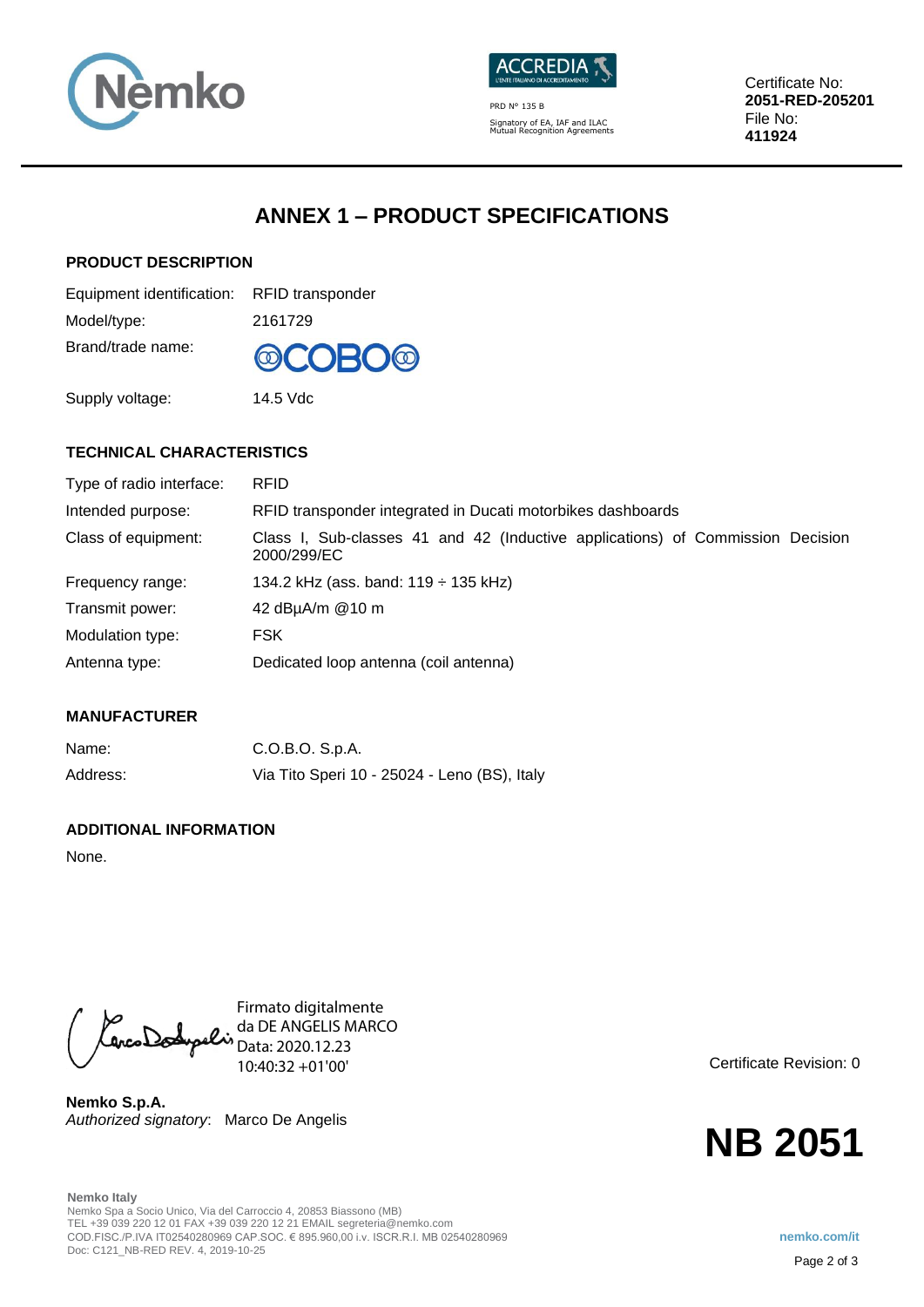Certificate No: **2051-RED-205201**
File No: **411924**

# ANNEX 1 – PRODUCT SPECIFICATIONS

## PRODUCT DESCRIPTION

| | |
|---|---|
| Equipment identification: | RFID transponder |
| Model/type: | 2161729 |
| Brand/trade name: | COBO |
| Supply voltage: | 14.5 Vdc |

## TECHNICAL CHARACTERISTICS

| | |
|---|---|
| Type of radio interface: | RFID |
| Intended purpose: | RFID transponder integrated in Ducati motorbikes dashboards |
| Class of equipment: | Class I, Sub-classes 41 and 42 (Inductive applications) of Commission Decision 2000/299/EC |
| Frequency range: | 134.2 kHz (ass. band: 119 ÷ 135 kHz) |
| Transmit power: | 42 dBµA/m @10 m |
| Modulation type: | FSK |
| Antenna type: | Dedicated loop antenna (coil antenna) |

## MANUFACTURER

| | |
|---|---|
| Name: | C.O.B.O. S.p.A. |
| Address: | Via Tito Speri 10 - 25024 - Leno (BS), Italy |

## ADDITIONAL INFORMATION

None.

Firmato digitalmente da DE ANGELIS MARCO
Data: 2020.12.23 10:40:32 +01'00'

**Nemko S.p.A.**
*Authorized signatory*: Marco De Angelis

Certificate Revision: 0

**NB 2051**

**Nemko Italy**
Nemko Spa a Socio Unico, Via del Carroccio 4, 20853 Biassono (MB)
TEL +39 039 220 12 01 FAX +39 039 220 12 21 EMAIL segreteria@nemko.com
COD.FISC./P.IVA IT02540280969 CAP.SOC. € 895.960,00 i.v. ISCR.R.I. MB 02540280969
Doc: C121_NB-RED REV. 4, 2019-10-25

nemko.com/it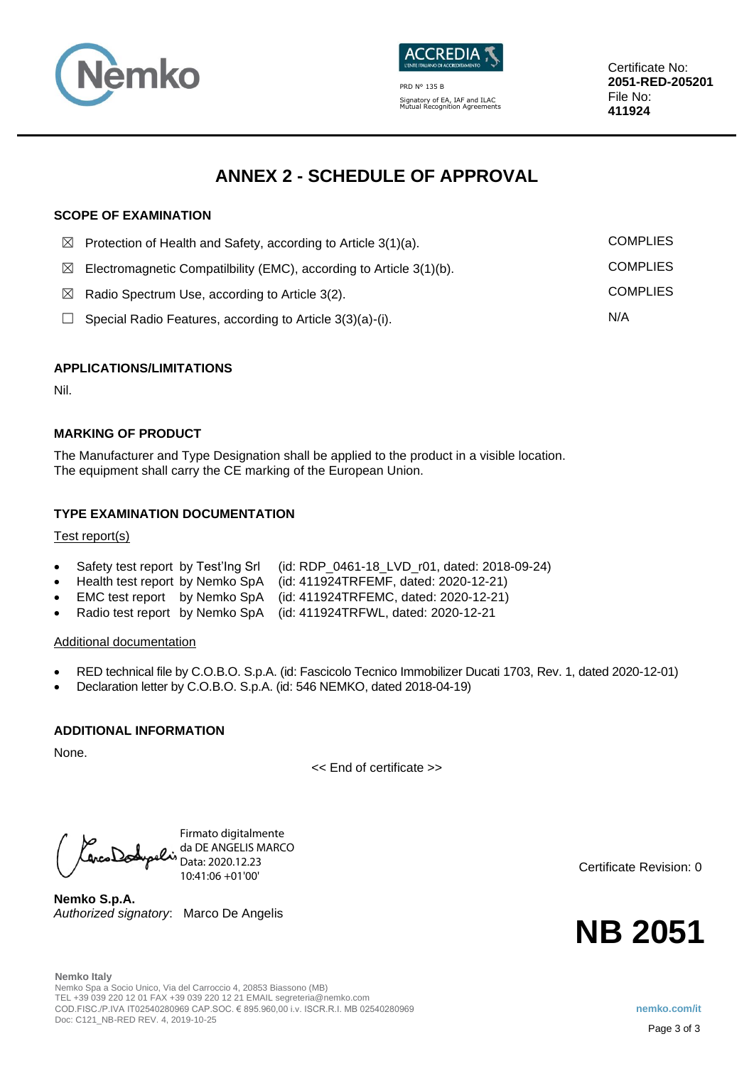Certificate No: **2051-RED-205201**
File No: **411924**

# ANNEX 2 - SCHEDULE OF APPROVAL

### SCOPE OF EXAMINATION

| | | |
|---|---|---|
| ☒ | Protection of Health and Safety, according to Article 3(1)(a). | COMPLIES |
| ☒ | Electromagnetic Compatilbility (EMC), according to Article 3(1)(b). | COMPLIES |
| ☒ | Radio Spectrum Use, according to Article 3(2). | COMPLIES |
| ☐ | Special Radio Features, according to Article 3(3)(a)-(i). | N/A |

### APPLICATIONS/LIMITATIONS

Nil.

### MARKING OF PRODUCT

The Manufacturer and Type Designation shall be applied to the product in a visible location.
The equipment shall carry the CE marking of the European Union.

### TYPE EXAMINATION DOCUMENTATION

Test report(s)

- Safety test report by Test'Ing Srl (id: RDP_0461-18_LVD_r01, dated: 2018-09-24)
- Health test report by Nemko SpA (id: 411924TRFEMF, dated: 2020-12-21)
- EMC test report by Nemko SpA (id: 411924TRFEMC, dated: 2020-12-21)
- Radio test report by Nemko SpA (id: 411924TRFWL, dated: 2020-12-21

Additional documentation

- RED technical file by C.O.B.O. S.p.A. (id: Fascicolo Tecnico Immobilizer Ducati 1703, Rev. 1, dated 2020-12-01)
- Declaration letter by C.O.B.O. S.p.A. (id: 546 NEMKO, dated 2018-04-19)

### ADDITIONAL INFORMATION

None.

<< End of certificate >>

Firmato digitalmente da DE ANGELIS MARCO
Data: 2020.12.23 10:41:06 +01'00'

**Nemko S.p.A.**
*Authorized signatory*: Marco De Angelis

Certificate Revision: 0

**NB 2051**

**Nemko Italy**
Nemko Spa a Socio Unico, Via del Carroccio 4, 20853 Biassono (MB)
TEL +39 039 220 12 01 FAX +39 039 220 12 21 EMAIL segreteria@nemko.com
COD.FISC./P.IVA IT02540280969 CAP.SOC. € 895.960,00 i.v. ISCR.R.I. MB 02540280969
Doc: C121_NB-RED REV. 4, 2019-10-25

nemko.com/it